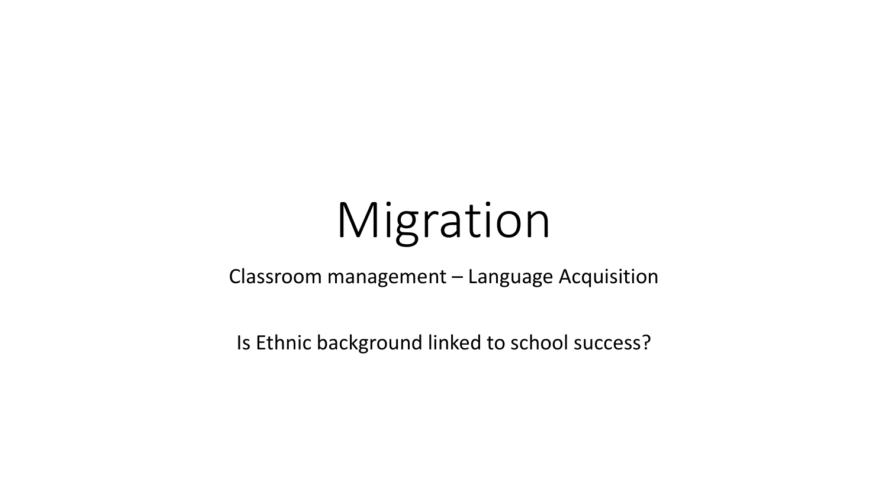# Migration

Classroom management – Language Acquisition

Is Ethnic background linked to school success?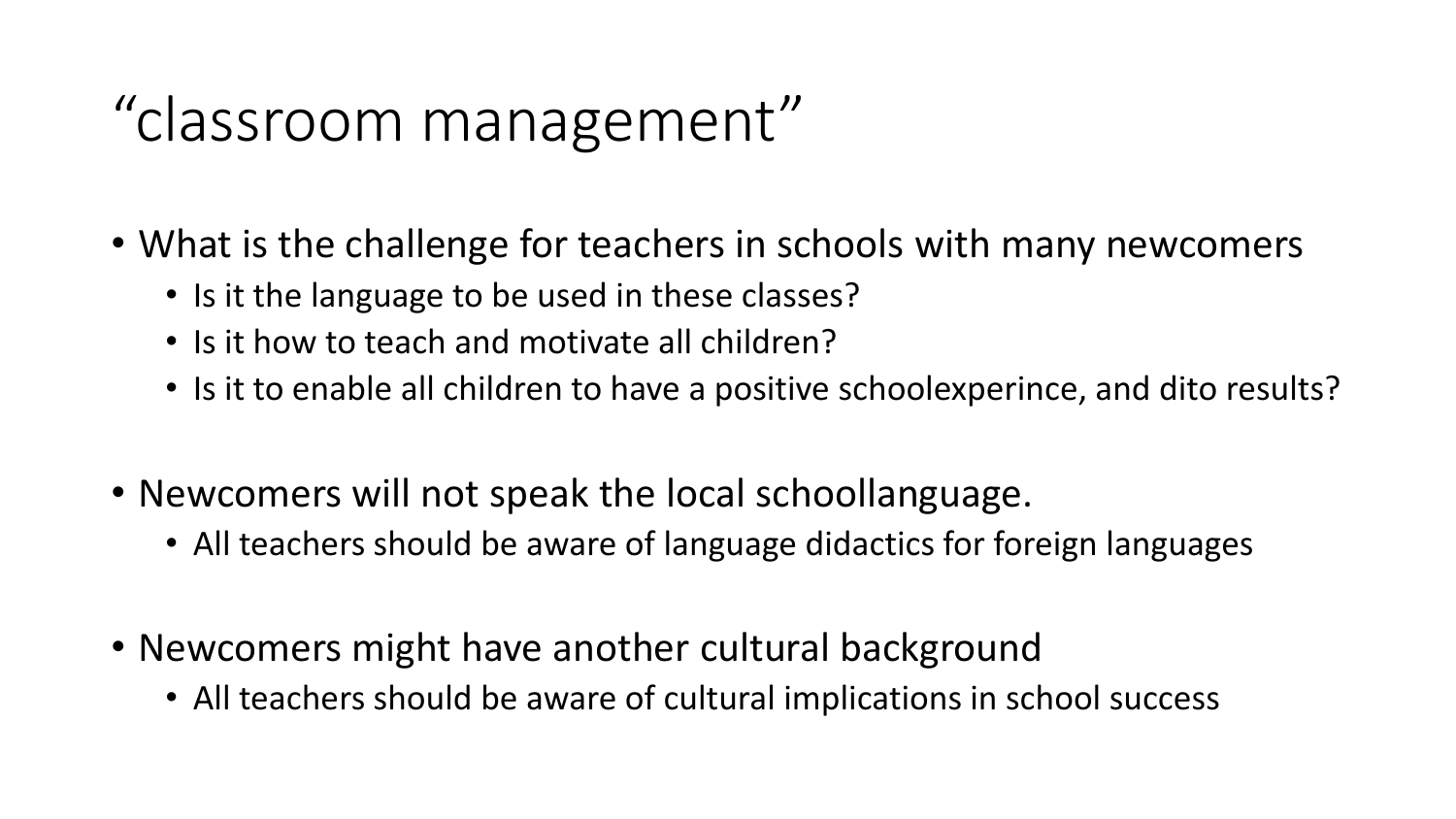# “classroom management”

- What is the challenge for teachers in schools with many newcomers
  - Is it the language to be used in these classes?
  - Is it how to teach and motivate all children?
  - Is it to enable all children to have a positive schoolexperince, and dito results?

- Newcomers will not speak the local schoollanguage.
  - All teachers should be aware of language didactics for foreign languages

- Newcomers might have another cultural background
  - All teachers should be aware of cultural implications in school success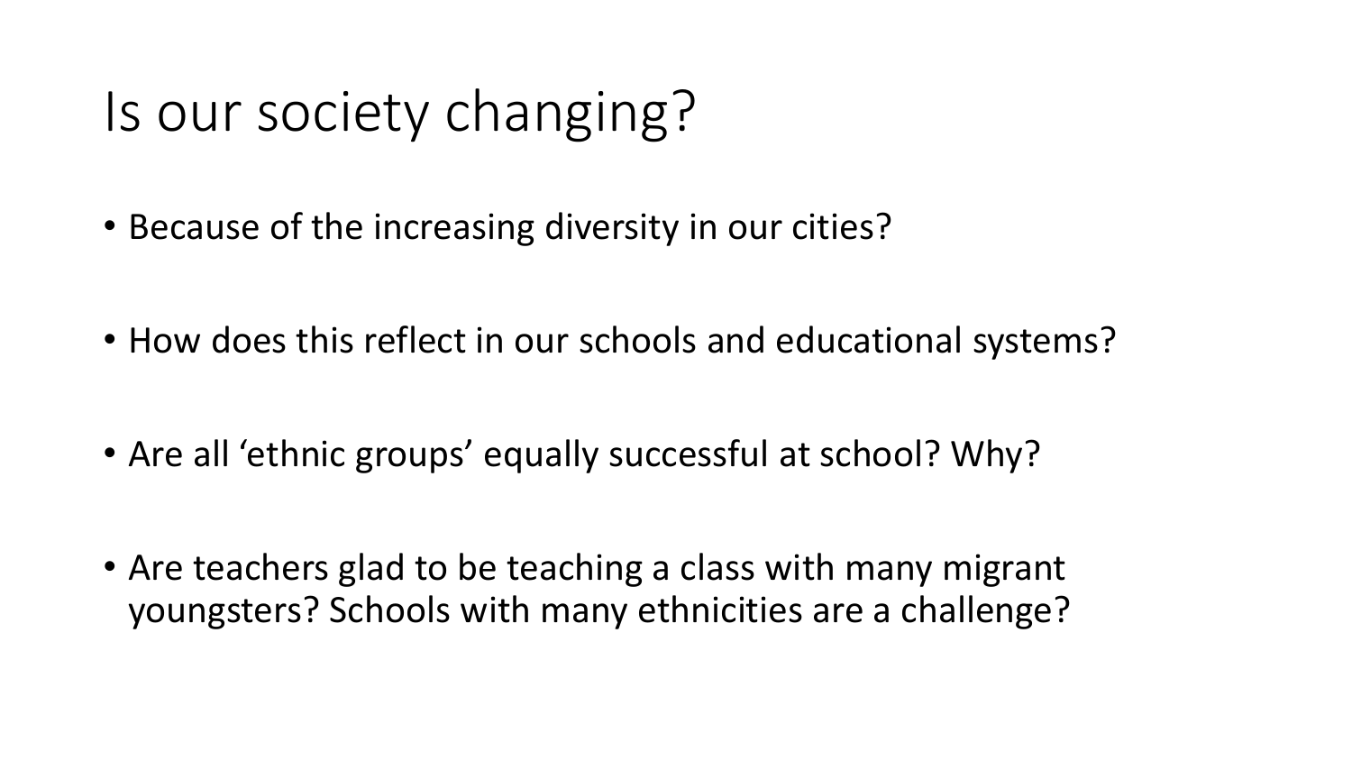# Is our society changing?

- Because of the increasing diversity in our cities?
- How does this reflect in our schools and educational systems?
- Are all ‘ethnic groups’ equally successful at school? Why?
- Are teachers glad to be teaching a class with many migrant youngsters? Schools with many ethnicities are a challenge?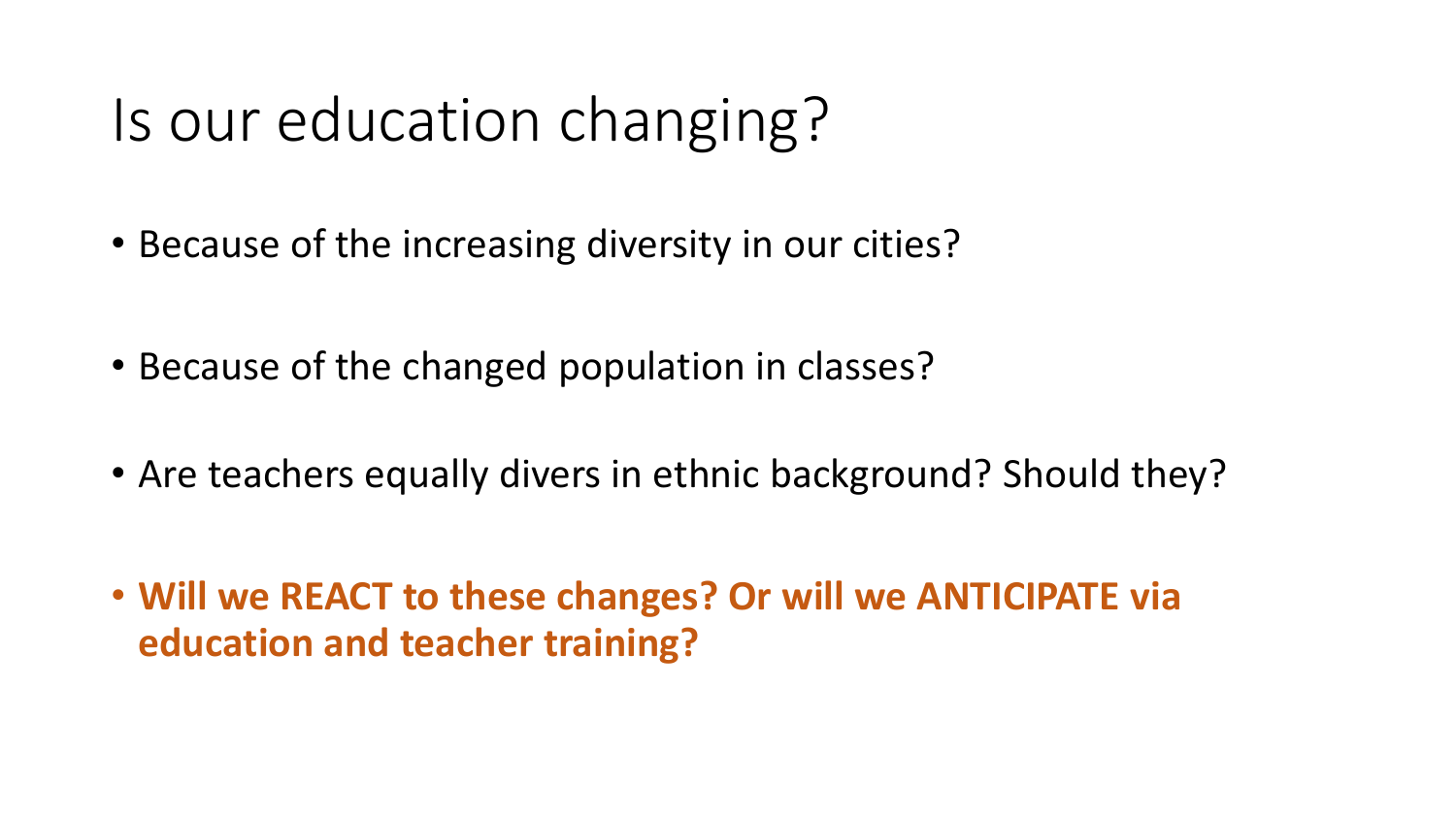# Is our education changing?

- Because of the increasing diversity in our cities?
- Because of the changed population in classes?
- Are teachers equally divers in ethnic background? Should they?
- **Will we REACT to these changes? Or will we ANTICIPATE via education and teacher training?**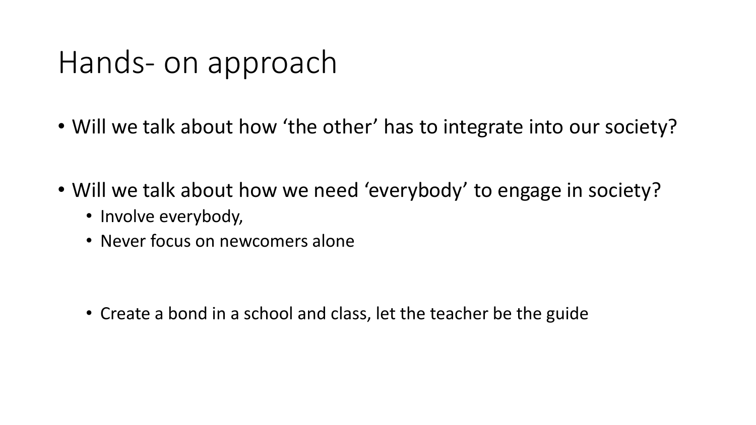# Hands- on approach

- Will we talk about how ‘the other’ has to integrate into our society?

- Will we talk about how we need ‘everybody’ to engage in society?
  - Involve everybody,
  - Never focus on newcomers alone

  - Create a bond in a school and class, let the teacher be the guide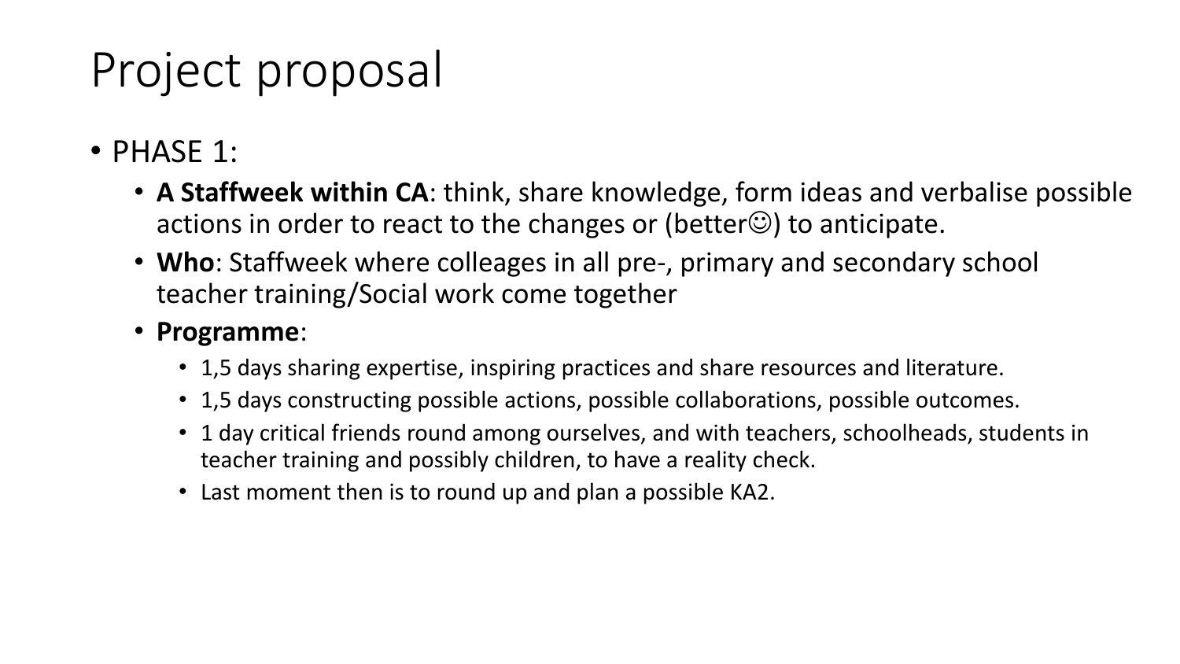# Project proposal

- PHASE 1:
  - **A Staffweek within CA**: think, share knowledge, form ideas and verbalise possible actions in order to react to the changes or (better☺) to anticipate.
  - **Who**: Staffweek where colleages in all pre-, primary and secondary school teacher training/Social work come together
  - **Programme**:
    - 1,5 days sharing expertise, inspiring practices and share resources and literature.
    - 1,5 days constructing possible actions, possible collaborations, possible outcomes.
    - 1 day critical friends round among ourselves, and with teachers, schoolheads, students in teacher training and possibly children, to have a reality check.
    - Last moment then is to round up and plan a possible KA2.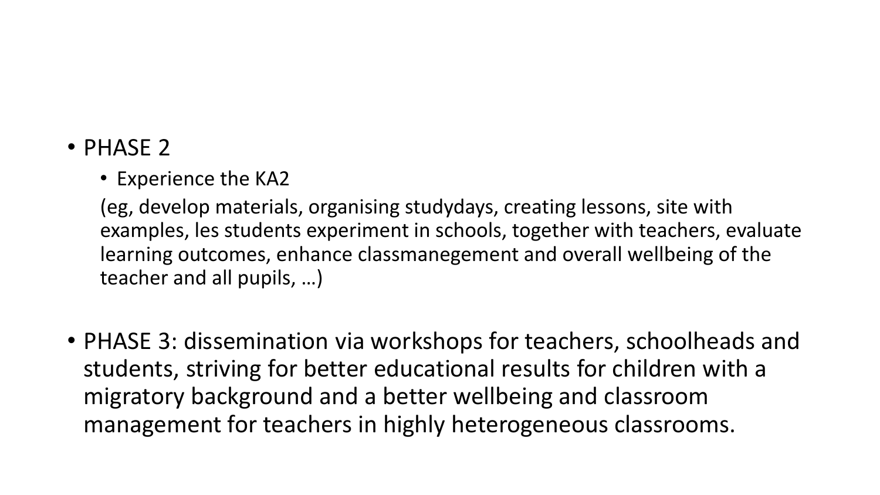- PHASE 2
  - Experience the KA2

  (eg, develop materials, organising studydays, creating lessons, site with examples, les students experiment in schools, together with teachers, evaluate learning outcomes, enhance classmanegement and overall wellbeing of the teacher and all pupils, …)

- PHASE 3: dissemination via workshops for teachers, schoolheads and students, striving for better educational results for children with a migratory background and a better wellbeing and classroom management for teachers in highly heterogeneous classrooms.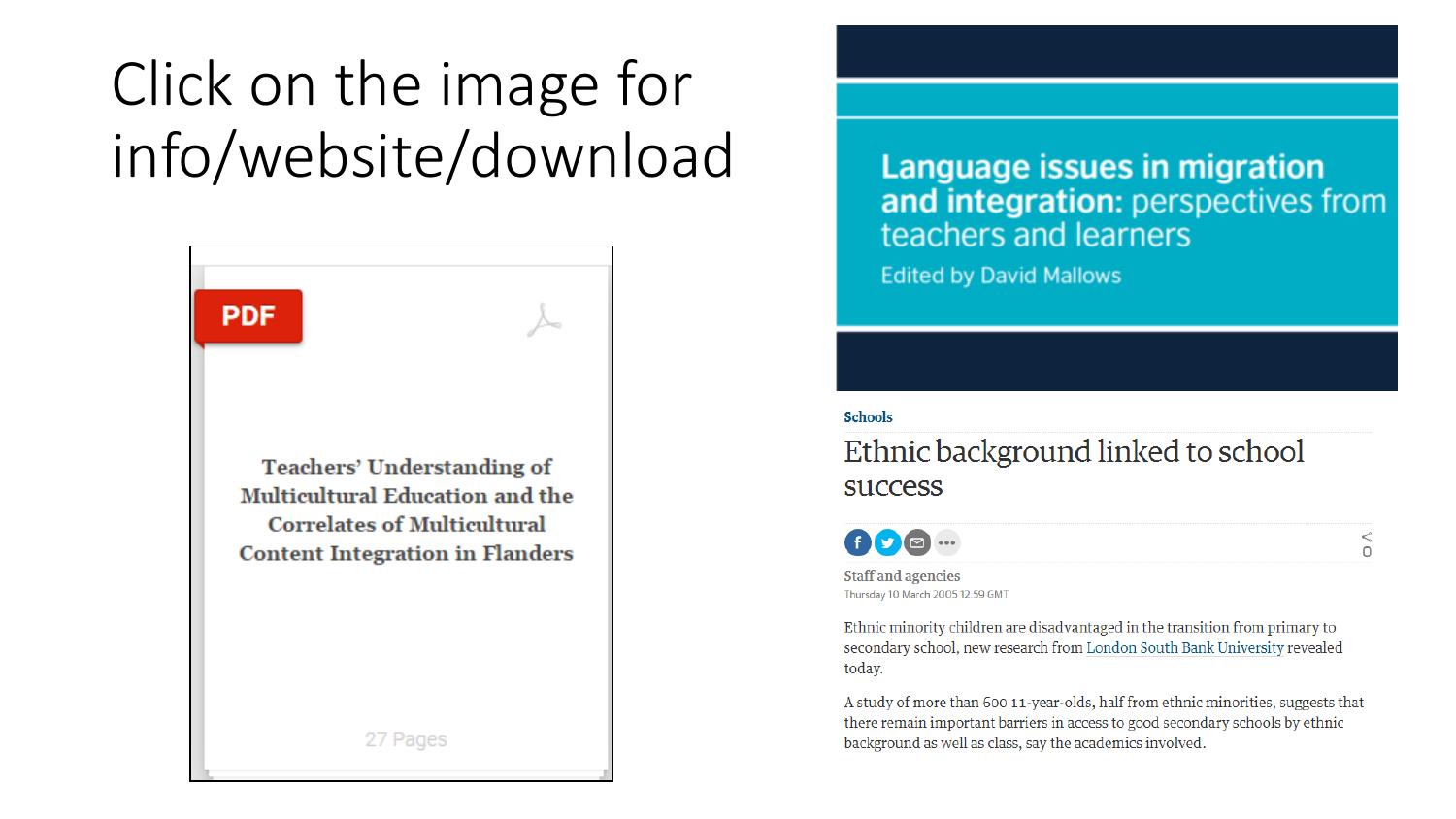# Click on the image for info/website/download

**PDF**

Teachers' Understanding of Multicultural Education and the Correlates of Multicultural Content Integration in Flanders

27 Pages

**Language issues in migration and integration:** perspectives from teachers and learners

Edited by David Mallows

Schools

## Ethnic background linked to school success

Staff and agencies

Thursday 10 March 2005 12.59 GMT

Ethnic minority children are disadvantaged in the transition from primary to secondary school, new research from London South Bank University revealed today.

A study of more than 600 11-year-olds, half from ethnic minorities, suggests that there remain important barriers in access to good secondary schools by ethnic background as well as class, say the academics involved.